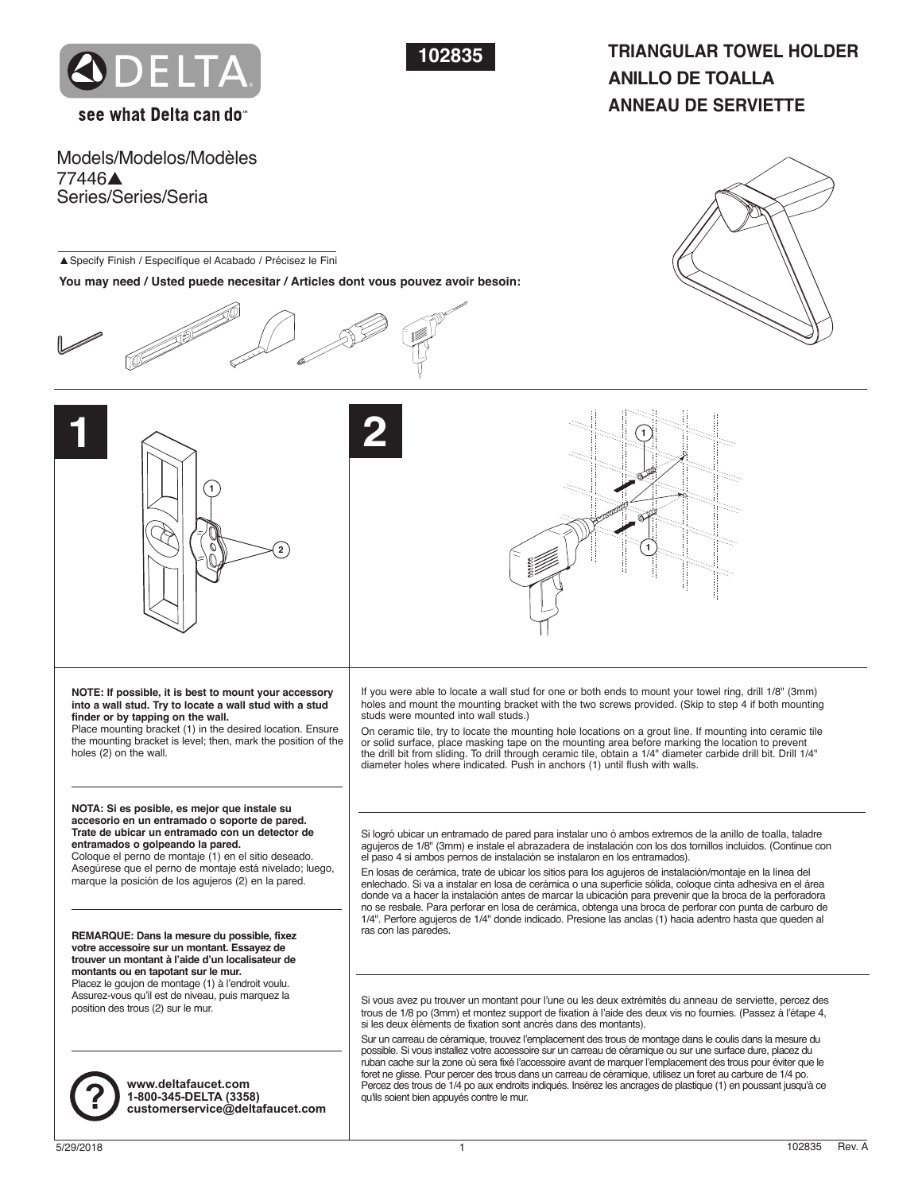DELTA

see what Delta can do™

102835

# TRIANGULAR TOWEL HOLDER
# ANILLO DE TOALLA
# ANNEAU DE SERVIETTE

Models/Modelos/Modèles
77446▲
Series/Series/Seria

▲Specify Finish / Especifíque el Acabado / Précisez le Fini

**You may need / Usted puede necesitar / Articles dont vous pouvez avoir besoin:**

## 1

**NOTE: If possible, it is best to mount your accessory into a wall stud. Try to locate a wall stud with a stud finder or by tapping on the wall.**
Place mounting bracket (1) in the desired location. Ensure the mounting bracket is level; then, mark the position of the holes (2) on the wall.

**NOTA: Si es posible, es mejor que instale su accesorio en un entramado o soporte de pared. Trate de ubicar un entramado con un detector de entramados o golpeando la pared.**
Coloque el perno de montaje (1) en el sitio deseado. Asegúrese que el perno de montaje está nivelado; luego, marque la posición de los agujeros (2) en la pared.

**REMARQUE: Dans la mesure du possible, fixez votre accessoire sur un montant. Essayez de trouver un montant à l'aide d'un localisateur de montants ou en tapotant sur le mur.**
Placez le goujon de montage (1) à l'endroit voulu. Assurez-vous qu'il est de niveau, puis marquez la position des trous (2) sur le mur.

**www.deltafaucet.com**
**1-800-345-DELTA (3358)**
**customerservice@deltafaucet.com**

## 2

If you were able to locate a wall stud for one or both ends to mount your towel ring, drill 1/8" (3mm) holes and mount the mounting bracket with the two screws provided. (Skip to step 4 if both mounting studs were mounted into wall studs.)

On ceramic tile, try to locate the mounting hole locations on a grout line. If mounting into ceramic tile or solid surface, place masking tape on the mounting area before marking the location to prevent the drill bit from sliding. To drill through ceramic tile, obtain a 1/4" diameter carbide drill bit. Drill 1/4" diameter holes where indicated. Push in anchors (1) until flush with walls.

Si logró ubicar un entramado de pared para instalar uno ó ambos extremos de la anillo de toalla, taladre agujeros de 1/8" (3mm) e instale el abrazadera de instalación con los dos tornillos incluidos. (Continue con el paso 4 si ambos pernos de instalación se instalaron en los entramados).

En losas de cerámica, trate de ubicar los sitios para los agujeros de instalación/montaje en la línea del enlechado. Si va a instalar en losa de cerámica o una superficie sólida, coloque cinta adhesiva en el área donde va a hacer la instalación antes de marcar la ubicación para prevenir que la broca de la perforadora no se resbale. Para perforar en losa de cerámica, obtenga una broca de perforar con punta de carburo de 1/4". Perfore agujeros de 1/4" donde indicado. Presione las anclas (1) hacia adentro hasta que queden al ras con las paredes.

Si vous avez pu trouver un montant pour l'une ou les deux extrémités du anneau de serviette, percez des trous de 1/8 po (3mm) et montez support de fixation à l'aide des deux vis no fournies. (Passez à l'étape 4, si les deux éléments de fixation sont ancrés dans des montants).

Sur un carreau de céramique, trouvez l'emplacement des trous de montage dans le coulis dans la mesure du possible. Si vous installez votre accessoire sur un carreau de céramique ou sur une surface dure, placez du ruban cache sur la zone où sera fixé l'accessoire avant de marquer l'emplacement des trous pour éviter que le foret ne glisse. Pour percer des trous dans un carreau de céramique, utilisez un foret au carbure de 1/4 po. Percez des trous de 1/4 po aux endroits indiqués. Insérez les ancrages de plastique (1) en poussant jusqu'à ce qu'ils soient bien appuyés contre le mur.

5/29/2018 102835 Rev. A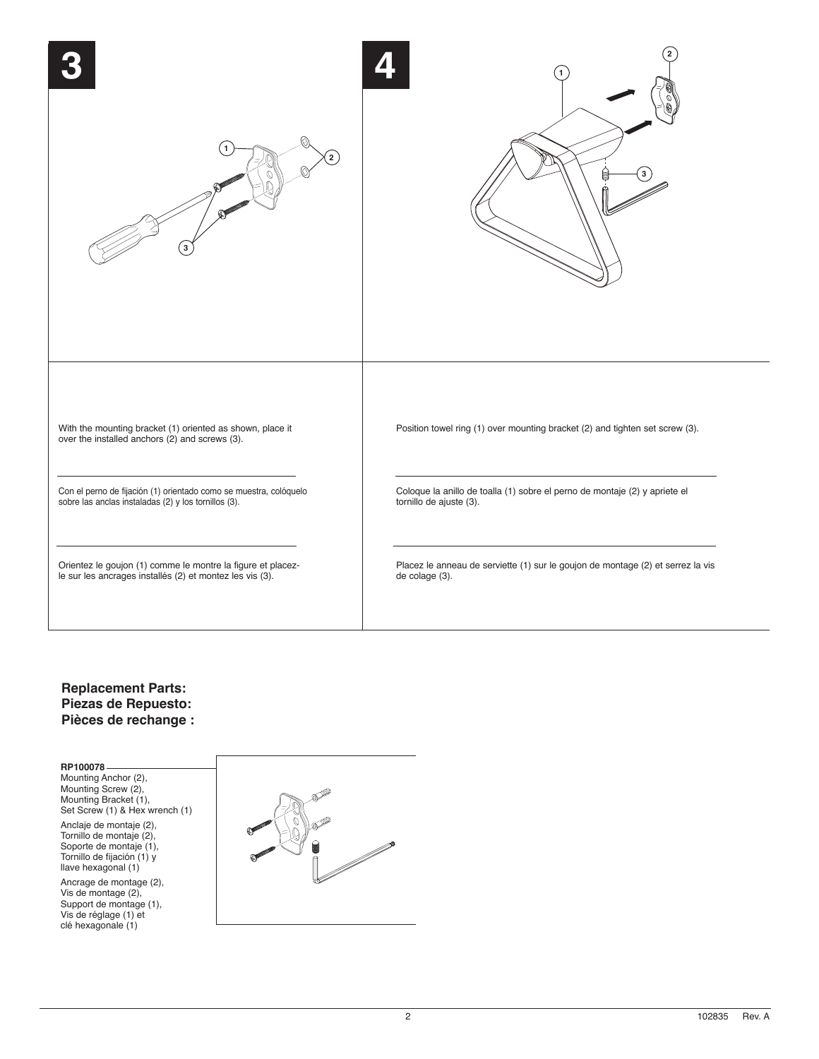## 3

With the mounting bracket (1) oriented as shown, place it over the installed anchors (2) and screws (3).

Con el perno de fijación (1) orientado como se muestra, colóquelo sobre las anclas instaladas (2) y los tornillos (3).

Orientez le goujon (1) comme le montre la figure et placez-le sur les ancrages installés (2) et montez les vis (3).

## 4

Position towel ring (1) over mounting bracket (2) and tighten set screw (3).

Coloque la anillo de toalla (1) sobre el perno de montaje (2) y apriete el tornillo de ajuste (3).

Placez le anneau de serviette (1) sur le goujon de montage (2) et serrez la vis de colage (3).

**Replacement Parts:**
**Piezas de Repuesto:**
**Pièces de rechange :**

**RP100078**

Mounting Anchor (2),
Mounting Screw (2),
Mounting Bracket (1),
Set Screw (1) & Hex wrench (1)

Anclaje de montaje (2),
Tornillo de montaje (2),
Soporte de montaje (1),
Tornillo de fijación (1) y
llave hexagonal (1)

Ancrage de montage (2),
Vis de montage (2),
Support de montage (1),
Vis de réglage (1) et
clé hexagonale (1)

102835 Rev. A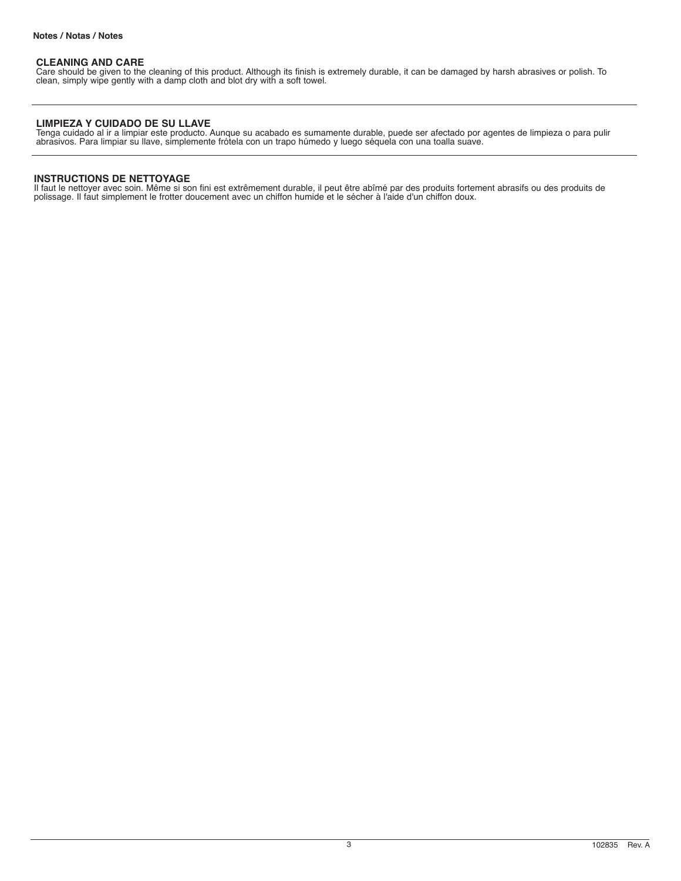**Notes / Notas / Notes**

## CLEANING AND CARE

Care should be given to the cleaning of this product. Although its finish is extremely durable, it can be damaged by harsh abrasives or polish. To clean, simply wipe gently with a damp cloth and blot dry with a soft towel.

---

## LIMPIEZA Y CUIDADO DE SU LLAVE

Tenga cuidado al ir a limpiar este producto. Aunque su acabado es sumamente durable, puede ser afectado por agentes de limpieza o para pulir abrasivos. Para limpiar su llave, simplemente frótela con un trapo húmedo y luego séquela con una toalla suave.

---

## INSTRUCTIONS DE NETTOYAGE

Il faut le nettoyer avec soin. Même si son fini est extrêmement durable, il peut être abîmé par des produits fortement abrasifs ou des produits de polissage. Il faut simplement le frotter doucement avec un chiffon humide et le sécher à l'aide d'un chiffon doux.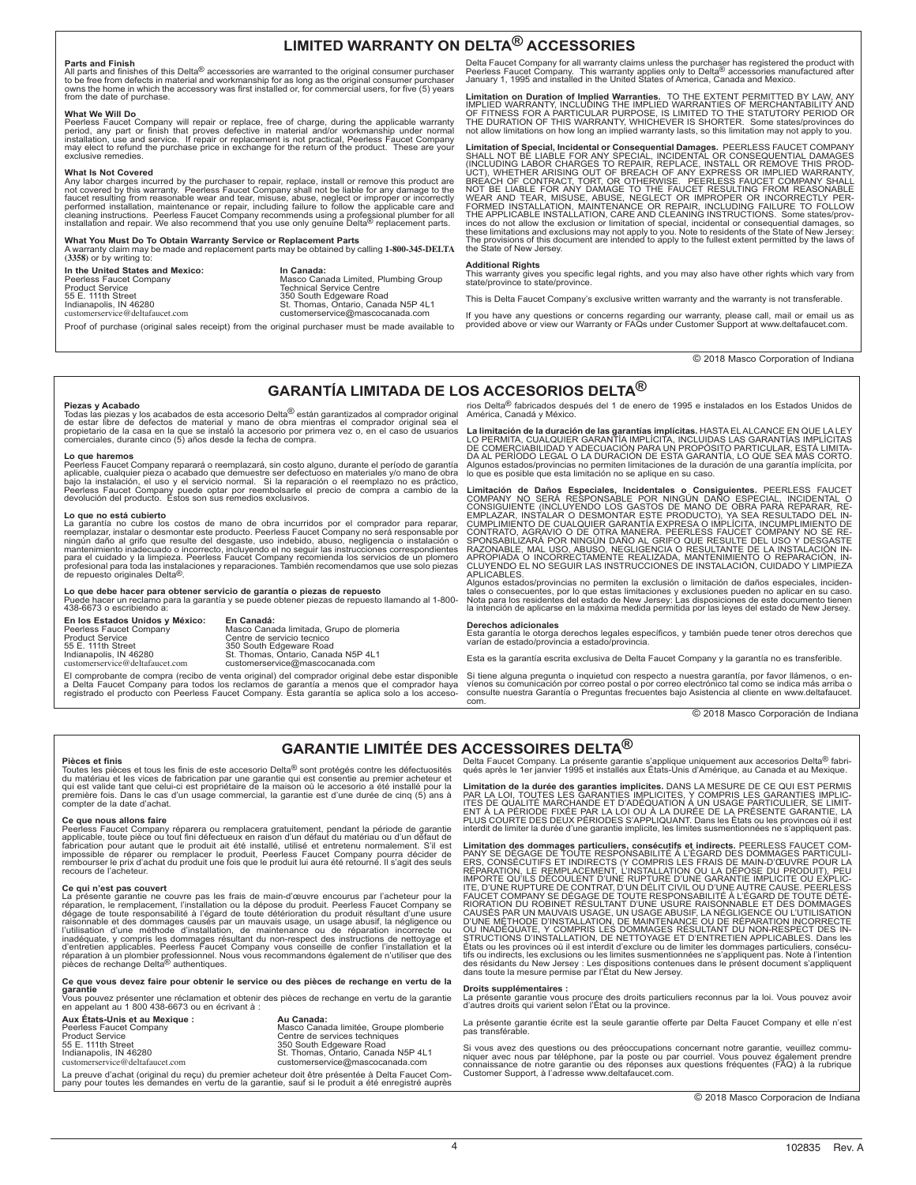# LIMITED WARRANTY ON DELTA® ACCESSORIES

**Parts and Finish**
All parts and finishes of this Delta® accessories are warranted to the original consumer purchaser to be free from defects in material and workmanship for as long as the original consumer purchaser owns the home in which the accessory was first installed or, for commercial users, for five (5) years from the date of purchase.

**What We Will Do**
Peerless Faucet Company will repair or replace, free of charge, during the applicable warranty period, any part or finish that proves defective in material and/or workmanship under normal installation, use and service. If repair or replacement is not practical, Peerless Faucet Company may elect to refund the purchase price in exchange for the return of the product. These are your exclusive remedies.

**What Is Not Covered**
Any labor charges incurred by the purchaser to repair, replace, install or remove this product are not covered by this warranty. Peerless Faucet Company shall not be liable for any damage to the faucet resulting from reasonable wear and tear, misuse, abuse, neglect or improper or incorrectly performed installation, maintenance or repair, including failure to follow the applicable care and cleaning instructions. Peerless Faucet Company recommends using a professional plumber for all installation and repair. We also recommend that you use only genuine Delta® replacement parts.

**What You Must Do To Obtain Warranty Service or Replacement Parts**
A warranty claim may be made and replacement parts may be obtained by calling **1-800-345-DELTA (3358)** or by writing to:

**In the United States and Mexico:**
Peerless Faucet Company
Product Service
55 E. 111th Street
Indianapolis, IN 46280
customerservice@deltafaucet.com

**In Canada:**
Masco Canada Limited, Plumbing Group
Technical Service Centre
350 South Edgeware Road
St. Thomas, Ontario, Canada N5P 4L1
customerservice@mascocanada.com

Proof of purchase (original sales receipt) from the original purchaser must be made available to Delta Faucet Company for all warranty claims unless the purchaser has registered the product with Peerless Faucet Company. This warranty applies only to Delta® accessories manufactured after January 1, 1995 and installed in the United States of America, Canada and Mexico.

**Limitation on Duration of Implied Warranties.** TO THE EXTENT PERMITTED BY LAW, ANY IMPLIED WARRANTY, INCLUDING THE IMPLIED WARRANTIES OF MERCHANTABILITY AND OF FITNESS FOR A PARTICULAR PURPOSE, IS LIMITED TO THE STATUTORY PERIOD OR THE DURATION OF THIS WARRANTY, WHICHEVER IS SHORTER. Some states/provinces do not allow limitations on how long an implied warranty lasts, so this limitation may not apply to you.

**Limitation of Special, Incidental or Consequential Damages.** PEERLESS FAUCET COMPANY SHALL NOT BE LIABLE FOR ANY SPECIAL, INCIDENTAL OR CONSEQUENTIAL DAMAGES (INCLUDING LABOR CHARGES TO REPAIR, REPLACE, INSTALL OR REMOVE THIS PRODUCT), WHETHER ARISING OUT OF BREACH OF ANY EXPRESS OR IMPLIED WARRANTY, BREACH OF CONTRACT, TORT, OR OTHERWISE. PEERLESS FAUCET COMPANY SHALL NOT BE LIABLE FOR ANY DAMAGE TO THE FAUCET RESULTING FROM REASONABLE WEAR AND TEAR, MISUSE, ABUSE, NEGLECT OR IMPROPER OR INCORRECTLY PERFORMED INSTALLATION, MAINTENANCE OR REPAIR, INCLUDING FAILURE TO FOLLOW THE APPLICABLE INSTALLATION, CARE AND CLEANING INSTRUCTIONS. Some states/provinces do not allow the exclusion or limitation of special, incidental or consequential damages, so these limitations and exclusions may not apply to you. Note to residents of the State of New Jersey: The provisions of this document are intended to apply to the fullest extent permitted by the laws of the State of New Jersey.

**Additional Rights**
This warranty gives you specific legal rights, and you may also have other rights which vary from state/province to state/province.

This is Delta Faucet Company's exclusive written warranty and the warranty is not transferable.

If you have any questions or concerns regarding our warranty, please call, mail or email us as provided above or view our Warranty or FAQs under Customer Support at www.deltafaucet.com.

© 2018 Masco Corporation of Indiana

# GARANTÍA LIMITADA DE LOS ACCESORIOS DELTA®

**Piezas y Acabado**
Todas las piezas y los acabados de esta accesorio Delta® están garantizados al comprador original de estar libre de defectos de material y mano de obra mientras el comprador original sea el propietario de la casa en la que se instaló la accesorio por primera vez o, en el caso de usuarios comerciales, durante cinco (5) años desde la fecha de compra.

**Lo que haremos**
Peerless Faucet Company reparará o reemplazará, sin costo alguno, durante el período de garantía aplicable, cualquier pieza o acabado que demuestre ser defectuoso en materiales y/o mano de obra bajo la instalación, el uso y el servicio normal. Si la reparación o el reemplazo no es práctico, Peerless Faucet Company puede optar por reembolsarle el precio de compra a cambio de la devolución del producto. Estos son sus remedios exclusivos.

**Lo que no está cubierto**
La garantía no cubre los costos de mano de obra incurridos por el comprador para reparar, reemplazar, instalar o desmontar este producto. Peerless Faucet Company no será responsable por ningún daño al grifo que resulte del desgaste, uso indebido, abuso, negligencia o instalación o mantenimiento inadecuado o incorrecto, incluyendo el no seguir las instrucciones correspondientes para el cuidado y la limpieza. Peerless Faucet Company recomienda los servicios de un plomero profesional para toda las instalaciones y reparaciones. También recomendamos que use solo piezas de repuesto originales Delta®.

**Lo que debe hacer para obtener servicio de garantía o piezas de repuesto**
Puede hacer un reclamo para la garantía y se puede obtener piezas de repuesto llamando al 1-800-438-6673 o escribiendo a:

**En los Estados Unidos y México:**
Peerless Faucet Company
Product Service
55 E. 111th Street
Indianapolis, IN 46280
customerservice@deltafaucet.com

**En Canadá:**
Masco Canada limitada, Grupo de plomeria
Centre de servicio tecnico
350 South Edgeware Road
St. Thomas, Ontario, Canada N5P 4L1
customerservice@mascocanada.com

El comprobante de compra (recibo de venta original) del comprador original debe estar disponible a Delta Faucet Company para todos los reclamos de garantía a menos que el comprador haya registrado el producto con Peerless Faucet Company. Esta garantía se aplica solo a los accesorios Delta® fabricados después del 1 de enero de 1995 e instalados en los Estados Unidos de América, Canadá y México.

**La limitación de la duración de las garantías implícitas.** HASTA EL ALCANCE EN QUE LA LEY LO PERMITA, CUALQUIER GARANTÍA IMPLÍCITA, INCLUIDAS LAS GARANTÍAS IMPLÍCITAS DE COMERCIABILIDAD Y ADECUACIÓN PARA UN PROPÓSITO PARTICULAR, ESTÁ LIMITADA AL PERÍODO LEGAL O LA DURACIÓN DE ESTA GARANTÍA, LO QUE SEA MÁS CORTO. Algunos estados/provincias no permiten limitaciones de la duración de una garantía implícita, por lo que es posible que esta limitación no se aplique en su caso.

**Limitación de Daños Especiales, Incidentales o Consiguientes.** PEERLESS FAUCET COMPANY NO SERÁ RESPONSABLE POR NINGÚN DAÑO ESPECIAL, INCIDENTAL O CONSIGUIENTE (INCLUYENDO LOS GASTOS DE MANO DE OBRA PARA REPARAR, REEMPLAZAR, INSTALAR O DESMONTAR ESTE PRODUCTO), YA SEA RESULTADO DEL INCUMPLIMIENTO DE CUALQUIER GARANTÍA EXPRESA O IMPLÍCITA, INCUMPLIMIENTO DE CONTRATO, AGRAVIO O DE OTRA MANERA. PEERLESS FAUCET COMPANY NO SE RESPONSABILIZARÁ POR NINGÚN DAÑO AL GRIFO QUE RESULTE DEL USO Y DESGASTE RAZONABLE, MAL USO, ABUSO, NEGLIGENCIA O RESULTANTE DE LA INSTALACIÓN INAPROPIADA O INCORRECTAMENTE REALIZADA, MANTENIMIENTO O REPARACIÓN, INCLUYENDO EL NO SEGUIR LAS INSTRUCCIONES DE INSTALACIÓN, CUIDADO Y LIMPIEZA APLICABLES.
Algunos estados/provincias no permiten la exclusión o limitación de daños especiales, incidentales o consecuentes, por lo que estas limitaciones y exclusiones pueden no aplicar en su caso. Nota para los residentes del estado de New Jersey: Las disposiciones de este documento tienen la intención de aplicarse en la máxima medida permitida por las leyes del estado de New Jersey.

**Derechos adicionales**
Esta garantía le otorga derechos legales específicos, y también puede tener otros derechos que varían de estado/provincia a estado/provincia.

Esta es la garantía escrita exclusiva de Delta Faucet Company y la garantía no es transferible.

Si tiene alguna pregunta o inquietud con respecto a nuestra garantía, por favor llámenos, o envíenos su comunicación por correo postal o por correo electrónico tal como se indica más arriba o consulte nuestra Garantía o Preguntas frecuentes bajo Asistencia al cliente en www.deltafaucet.com.

© 2018 Masco Corporación de Indiana

# GARANTIE LIMITÉE DES ACCESSOIRES DELTA®

**Pièces et finis**
Toutes les pièces et tous les finis de este accesorio Delta® sont protégés contre les défectuosités du matériau et les vices de fabrication par une garantie qui est consentie au premier acheteur et qui est valide tant que celui-ci est propriétaire de la maison où le accesorio a été installé pour la première fois. Dans le cas d'un usage commercial, la garantie est d'une durée de cinq (5) ans à compter de la date d'achat.

**Ce que nous allons faire**
Peerless Faucet Company réparera ou remplacera gratuitement, pendant la période de garantie applicable, toute pièce ou tout fini défectueux en raison d'un défaut du matériau ou d'un défaut de fabrication pour autant que le produit ait été installé, utilisé et entretenu normalement. S'il est impossible de réparer ou remplacer le produit, Peerless Faucet Company pourra décider de rembourser le prix d'achat du produit une fois que le produit lui aura été retourné. Il s'agit des seuls recours de l'acheteur.

**Ce qui n'est pas couvert**
La présente garantie ne couvre pas les frais de main-d'œuvre encourus par l'acheteur pour la réparation, le remplacement, l'installation ou la dépose du produit. Peerless Faucet Company se dégage de toute responsabilité à l'égard de toute détérioration du produit résultant d'une usure raisonnable et des dommages causés par un mauvais usage, un usage abusif, la négligence ou l'utilisation d'une méthode d'installation, de maintenance ou de réparation incorrecte ou inadéquate, y compris les dommages résultant du non-respect des instructions de nettoyage et d'entretien applicables. Peerless Faucet Company vous conseille de confier l'installation et la réparation à un plombier professionnel. Nous vous recommandons également de n'utiliser que des pièces de rechange Delta® authentiques.

**Ce que vous devez faire pour obtenir le service ou des pièces de rechange en vertu de la garantie**
Vous pouvez présenter une réclamation et obtenir des pièces de rechange en vertu de la garantie en appelant au 1 800 438-6673 ou en écrivant à :

**Aux États-Unis et au Mexique :**
Peerless Faucet Company
Product Service
55 E. 111th Street
Indianapolis, IN 46280
customerservice@deltafaucet.com

**Au Canada:**
Masco Canada limitée, Groupe plomberie
Centre de services techniques
350 South Edgeware Road
St. Thomas, Ontario, Canada N5P 4L1
customerservice@mascocanada.com

La preuve d'achat (original du reçu) du premier acheteur doit être présentée à Delta Faucet Company pour toutes les demandes en vertu de la garantie, sauf si le produit a été enregistré auprès Delta Faucet Company. La présente garantie s'applique uniquement aux accesorios Delta® fabriqués après le 1er janvier 1995 et installés aux États-Unis d'Amérique, au Canada et au Mexique.

**Limitation de la durée des garanties implicites.** DANS LA MESURE DE CE QUI EST PERMIS PAR LA LOI, TOUTES LES GARANTIES IMPLICITES, Y COMPRIS LES GARANTIES IMPLICITES DE QUALITÉ MARCHANDE ET D'ADÉQUATION À UN USAGE PARTICULIER, SE LIMITENT À LA PÉRIODE FIXÉE PAR LA LOI OU À LA DURÉE DE LA PRÉSENTE GARANTIE, LA PLUS COURTE DES DEUX PÉRIODES S'APPLIQUANT. Dans les États ou les provinces où il est interdit de limiter la durée d'une garantie implicite, les limites susmentionnées ne s'appliquent pas.

**Limitation des dommages particuliers, consécutifs et indirects.** PEERLESS FAUCET COMPANY SE DÉGAGE DE TOUTE RESPONSABILITÉ À L'ÉGARD DES DOMMAGES PARTICULIERS, CONSÉCUTIFS ET INDIRECTS (Y COMPRIS LES FRAIS DE MAIN-D'ŒUVRE POUR LA RÉPARATION, LE REMPLACEMENT, L'INSTALLATION OU LA DÉPOSE DU PRODUIT), PEU IMPORTE QU'ILS DÉCOULENT D'UNE RUPTURE D'UNE GARANTIE IMPLICITE OU EXPLICITE, D'UNE RUPTURE DE CONTRAT, D'UN DÉLIT CIVIL OU D'UNE AUTRE CAUSE. PEERLESS FAUCET COMPANY SE DÉGAGE DE TOUTE RESPONSABILITÉ À L'ÉGARD DE TOUTE DÉTÉRIORATION DU ROBINET RÉSULTANT D'UNE USURE RAISONNABLE ET DES DOMMAGES CAUSÉS PAR UN MAUVAIS USAGE, UN USAGE ABUSIF, LA NÉGLIGENCE OU L'UTILISATION D'UNE MÉTHODE D'INSTALLATION, DE MAINTENANCE OU DE RÉPARATION INCORRECTE OU INADÉQUATE, Y COMPRIS LES DOMMAGES RÉSULTANT DU NON-RESPECT DES INSTRUCTIONS D'INSTALLATION, DE NETTOYAGE ET D'ENTRETIEN APPLICABLES. Dans les États ou les provinces où il est interdit d'exclure ou de limiter les dommages particuliers, consécutifs ou indirects, les exclusions ou les limites susmentionnées ne s'appliquent pas. Note à l'intention des résidants du New Jersey : Les dispositions contenues dans le présent document s'appliquent dans toute la mesure permise par l'État du New Jersey.

**Droits supplémentaires :**
La présente garantie vous procure des droits particuliers reconnus par la loi. Vous pouvez avoir d'autres droits qui varient selon l'État ou la province.

La présente garantie écrite est la seule garantie offerte par Delta Faucet Company et elle n'est pas transférable.

Si vous avez des questions ou des préoccupations concernant notre garantie, veuillez communiquer avec nous par téléphone, par la poste ou par courriel. Vous pouvez également prendre connaissance de notre garantie ou des réponses aux questions fréquentes (FAQ) à la rubrique Customer Support, à l'adresse www.deltafaucet.com.

© 2018 Masco Corporacion de Indiana

102835 Rev. A